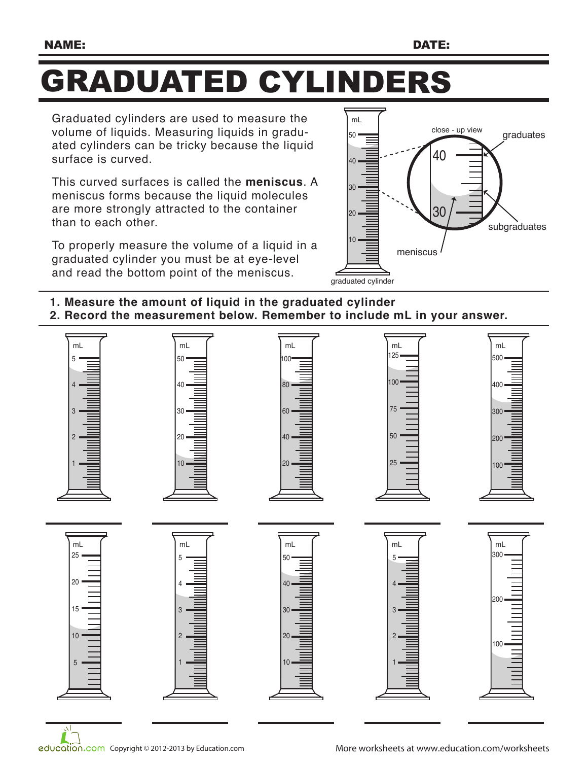NAME: DATE:

# GRADUATED CYLINDERS

Graduated cylinders are used to measure the volume of liquids. Measuring liquids in graduated cylinders can be tricky because the liquid surface is curved.

This curved surfaces is called the **meniscus**. A meniscus forms because the liquid molecules are more strongly attracted to the container than to each other.

To properly measure the volume of a liquid in a graduated cylinder you must be at eye-level and read the bottom point of the meniscus.

**1. Measure the amount of liquid in the graduated cylinder**
**2. Record the measurement below. Remember to include mL in your answer.**

______ ______ ______ ______ ______

______ ______ ______ ______ ______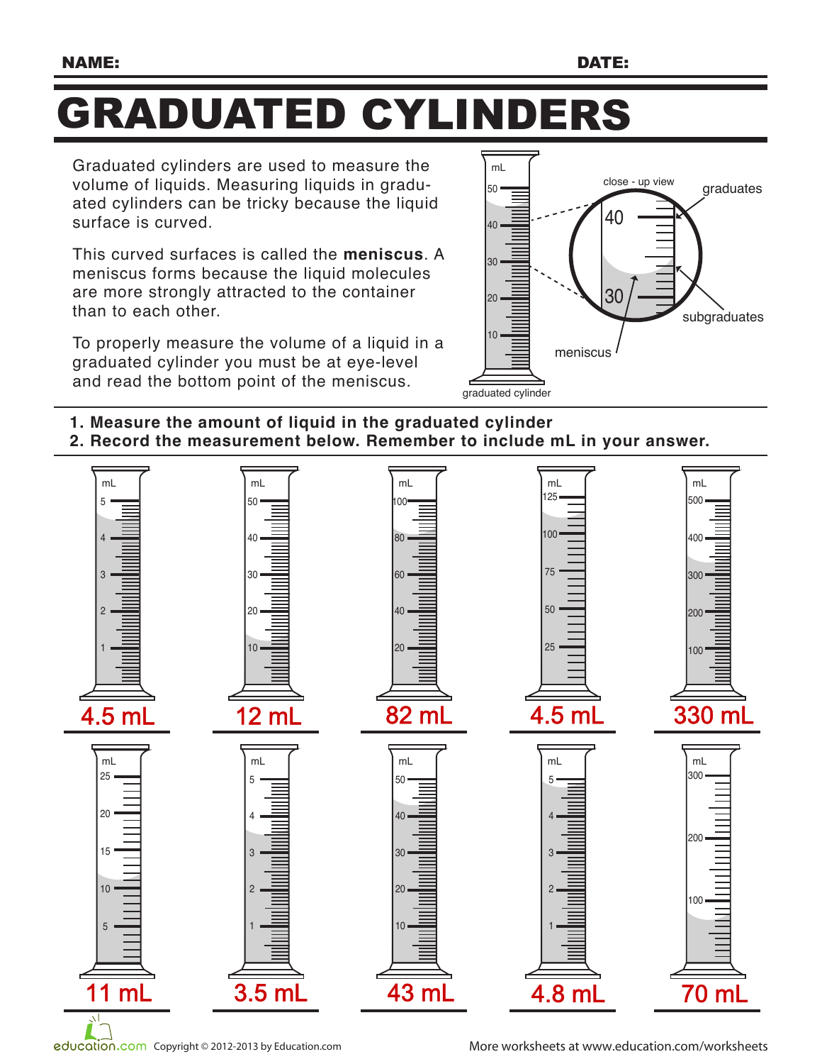NAME: DATE:

# GRADUATED CYLINDERS

Graduated cylinders are used to measure the volume of liquids. Measuring liquids in graduated cylinders can be tricky because the liquid surface is curved.

This curved surfaces is called the **meniscus**. A meniscus forms because the liquid molecules are more strongly attracted to the container than to each other.

To properly measure the volume of a liquid in a graduated cylinder you must be at eye-level and read the bottom point of the meniscus.

mL
50
40
30
20
10
graduated cylinder
close - up view
40
30
graduates
subgraduates
meniscus

**1. Measure the amount of liquid in the graduated cylinder**
**2. Record the measurement below. Remember to include mL in your answer.**

mL 5 4 3 2 1 — 4.5 mL

mL 50 40 30 20 10 — 12 mL

mL 100 80 60 40 20 — 82 mL

mL 125 100 75 50 25 — 4.5 mL

mL 500 400 300 200 100 — 330 mL

mL 25 20 15 10 5 — 11 mL

mL 5 4 3 2 1 — 3.5 mL

mL 50 40 30 20 10 — 43 mL

mL 5 4 3 2 1 — 4.8 mL

mL 300 200 100 — 70 mL

education.com Copyright © 2012-2013 by Education.com

More worksheets at www.education.com/worksheets